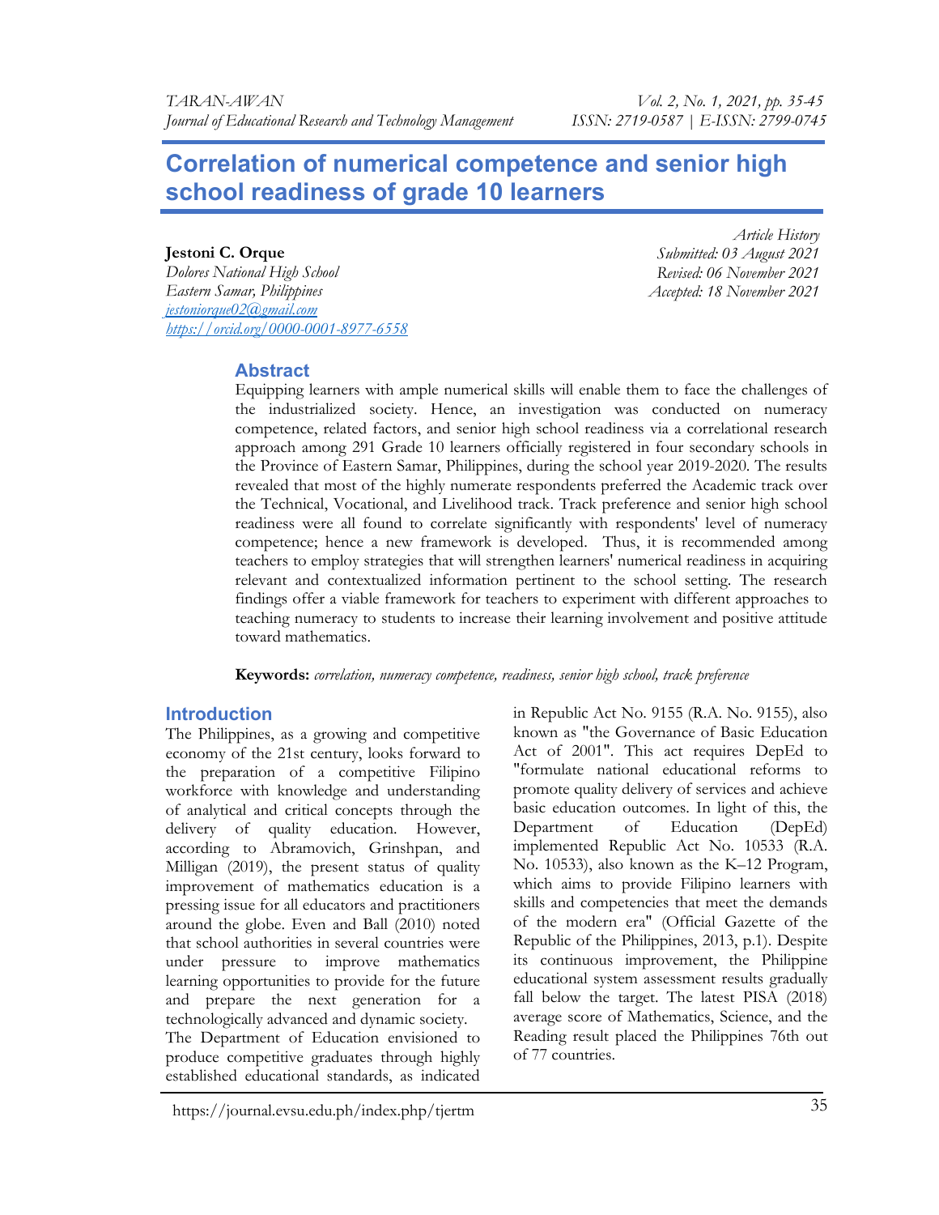# Correlation of numerical competence and senior high school readiness of grade 10 learners

**Jestoni C. Orque**
*Dolores National High School*
*Eastern Samar, Philippines*
*jestoniorque02@gmail.com*
*https://orcid.org/0000-0001-8977-6558*

*Article History*
*Submitted: 03 August 2021*
*Revised: 06 November 2021*
*Accepted: 18 November 2021*

## Abstract

Equipping learners with ample numerical skills will enable them to face the challenges of the industrialized society. Hence, an investigation was conducted on numeracy competence, related factors, and senior high school readiness via a correlational research approach among 291 Grade 10 learners officially registered in four secondary schools in the Province of Eastern Samar, Philippines, during the school year 2019-2020. The results revealed that most of the highly numerate respondents preferred the Academic track over the Technical, Vocational, and Livelihood track. Track preference and senior high school readiness were all found to correlate significantly with respondents' level of numeracy competence; hence a new framework is developed. Thus, it is recommended among teachers to employ strategies that will strengthen learners' numerical readiness in acquiring relevant and contextualized information pertinent to the school setting. The research findings offer a viable framework for teachers to experiment with different approaches to teaching numeracy to students to increase their learning involvement and positive attitude toward mathematics.

**Keywords:** *correlation, numeracy competence, readiness, senior high school, track preference*

## Introduction

The Philippines, as a growing and competitive economy of the 21st century, looks forward to the preparation of a competitive Filipino workforce with knowledge and understanding of analytical and critical concepts through the delivery of quality education. However, according to Abramovich, Grinshpan, and Milligan (2019), the present status of quality improvement of mathematics education is a pressing issue for all educators and practitioners around the globe. Even and Ball (2010) noted that school authorities in several countries were under pressure to improve mathematics learning opportunities to provide for the future and prepare the next generation for a technologically advanced and dynamic society.

The Department of Education envisioned to produce competitive graduates through highly established educational standards, as indicated in Republic Act No. 9155 (R.A. No. 9155), also known as "the Governance of Basic Education Act of 2001". This act requires DepEd to "formulate national educational reforms to promote quality delivery of services and achieve basic education outcomes. In light of this, the Department of Education (DepEd) implemented Republic Act No. 10533 (R.A. No. 10533), also known as the K–12 Program, which aims to provide Filipino learners with skills and competencies that meet the demands of the modern era" (Official Gazette of the Republic of the Philippines, 2013, p.1). Despite its continuous improvement, the Philippine educational system assessment results gradually fall below the target. The latest PISA (2018) average score of Mathematics, Science, and the Reading result placed the Philippines 76th out of 77 countries.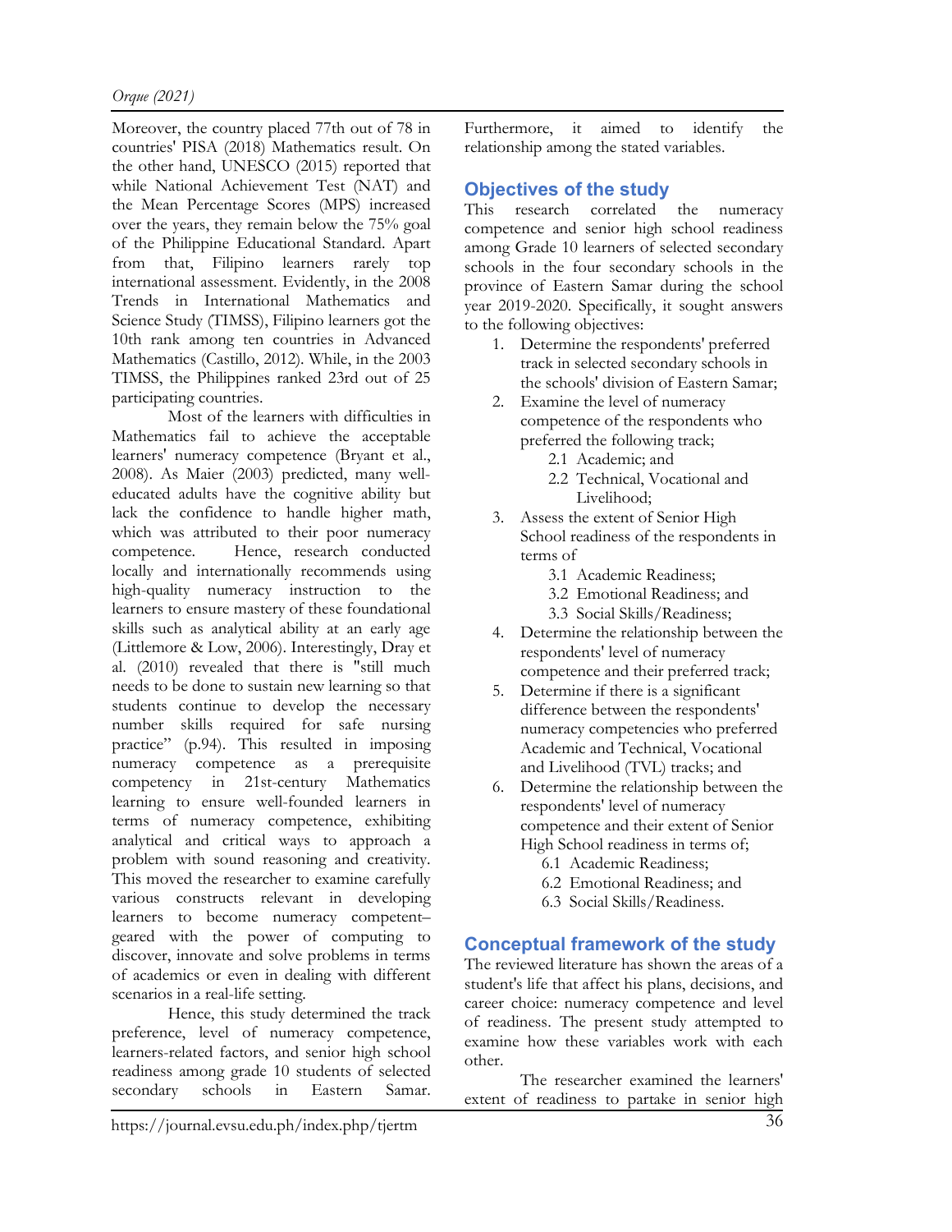Moreover, the country placed 77th out of 78 in countries' PISA (2018) Mathematics result. On the other hand, UNESCO (2015) reported that while National Achievement Test (NAT) and the Mean Percentage Scores (MPS) increased over the years, they remain below the 75% goal of the Philippine Educational Standard. Apart from that, Filipino learners rarely top international assessment. Evidently, in the 2008 Trends in International Mathematics and Science Study (TIMSS), Filipino learners got the 10th rank among ten countries in Advanced Mathematics (Castillo, 2012). While, in the 2003 TIMSS, the Philippines ranked 23rd out of 25 participating countries.

Most of the learners with difficulties in Mathematics fail to achieve the acceptable learners' numeracy competence (Bryant et al., 2008). As Maier (2003) predicted, many well-educated adults have the cognitive ability but lack the confidence to handle higher math, which was attributed to their poor numeracy competence. Hence, research conducted locally and internationally recommends using high-quality numeracy instruction to the learners to ensure mastery of these foundational skills such as analytical ability at an early age (Littlemore & Low, 2006). Interestingly, Dray et al. (2010) revealed that there is "still much needs to be done to sustain new learning so that students continue to develop the necessary number skills required for safe nursing practice" (p.94). This resulted in imposing numeracy competence as a prerequisite competency in 21st-century Mathematics learning to ensure well-founded learners in terms of numeracy competence, exhibiting analytical and critical ways to approach a problem with sound reasoning and creativity. This moved the researcher to examine carefully various constructs relevant in developing learners to become numeracy competent–geared with the power of computing to discover, innovate and solve problems in terms of academics or even in dealing with different scenarios in a real-life setting.

Hence, this study determined the track preference, level of numeracy competence, learners-related factors, and senior high school readiness among grade 10 students of selected secondary schools in Eastern Samar. Furthermore, it aimed to identify the relationship among the stated variables.

## Objectives of the study

This research correlated the numeracy competence and senior high school readiness among Grade 10 learners of selected secondary schools in the four secondary schools in the province of Eastern Samar during the school year 2019-2020. Specifically, it sought answers to the following objectives:

1. Determine the respondents' preferred track in selected secondary schools in the schools' division of Eastern Samar;
2. Examine the level of numeracy competence of the respondents who preferred the following track;
   - 2.1 Academic; and
   - 2.2 Technical, Vocational and Livelihood;
3. Assess the extent of Senior High School readiness of the respondents in terms of
   - 3.1 Academic Readiness;
   - 3.2 Emotional Readiness; and
   - 3.3 Social Skills/Readiness;
4. Determine the relationship between the respondents' level of numeracy competence and their preferred track;
5. Determine if there is a significant difference between the respondents' numeracy competencies who preferred Academic and Technical, Vocational and Livelihood (TVL) tracks; and
6. Determine the relationship between the respondents' level of numeracy competence and their extent of Senior High School readiness in terms of;
   - 6.1 Academic Readiness;
   - 6.2 Emotional Readiness; and
   - 6.3 Social Skills/Readiness.

## Conceptual framework of the study

The reviewed literature has shown the areas of a student's life that affect his plans, decisions, and career choice: numeracy competence and level of readiness. The present study attempted to examine how these variables work with each other.

The researcher examined the learners' extent of readiness to partake in senior high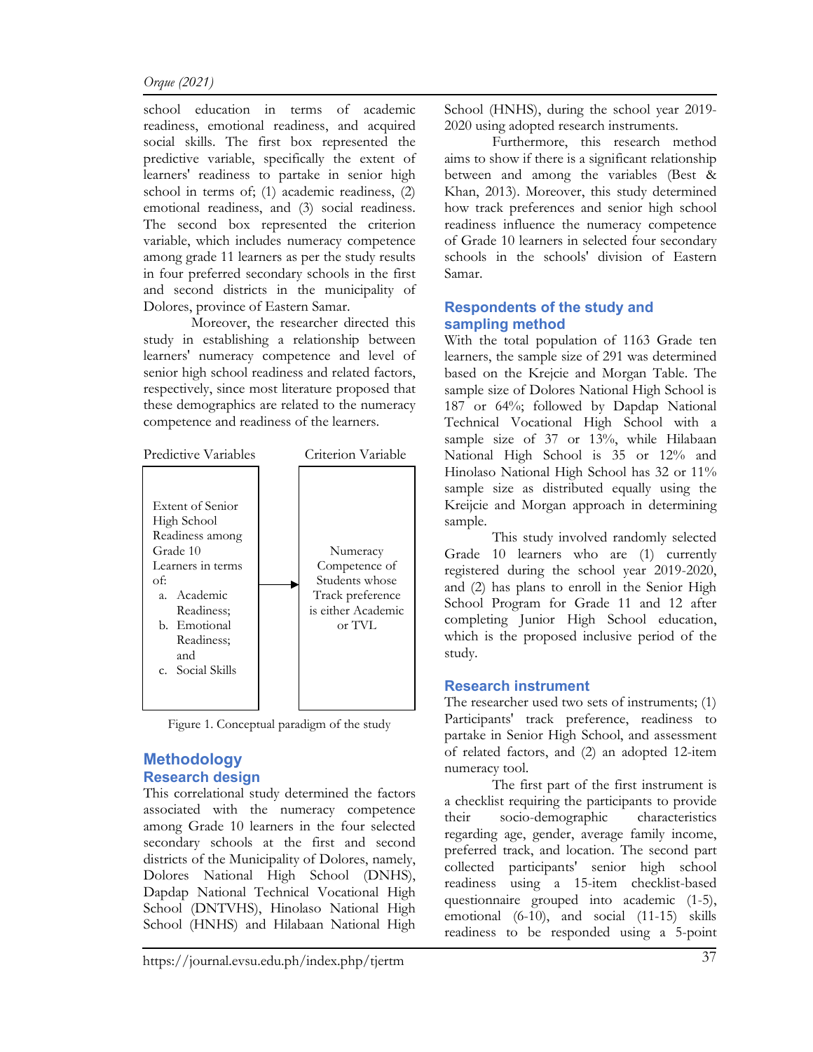school education in terms of academic readiness, emotional readiness, and acquired social skills. The first box represented the predictive variable, specifically the extent of learners' readiness to partake in senior high school in terms of; (1) academic readiness, (2) emotional readiness, and (3) social readiness. The second box represented the criterion variable, which includes numeracy competence among grade 11 learners as per the study results in four preferred secondary schools in the first and second districts in the municipality of Dolores, province of Eastern Samar.

Moreover, the researcher directed this study in establishing a relationship between learners' numeracy competence and level of senior high school readiness and related factors, respectively, since most literature proposed that these demographics are related to the numeracy competence and readiness of the learners.

| Predictive Variables | | Criterion Variable |
|---|---|---|
| Extent of Senior High School Readiness among Grade 10 Learners in terms of: a. Academic Readiness; b. Emotional Readiness; and c. Social Skills | → | Numeracy Competence of Students whose Track preference is either Academic or TVL |

Figure 1. Conceptual paradigm of the study

## Methodology

### Research design

This correlational study determined the factors associated with the numeracy competence among Grade 10 learners in the four selected secondary schools at the first and second districts of the Municipality of Dolores, namely, Dolores National High School (DNHS), Dapdap National Technical Vocational High School (DNTVHS), Hinolaso National High School (HNHS) and Hilabaan National High School (HNHS), during the school year 2019-2020 using adopted research instruments.

Furthermore, this research method aims to show if there is a significant relationship between and among the variables (Best & Khan, 2013). Moreover, this study determined how track preferences and senior high school readiness influence the numeracy competence of Grade 10 learners in selected four secondary schools in the schools' division of Eastern Samar.

### Respondents of the study and sampling method

With the total population of 1163 Grade ten learners, the sample size of 291 was determined based on the Krejcie and Morgan Table. The sample size of Dolores National High School is 187 or 64%; followed by Dapdap National Technical Vocational High School with a sample size of 37 or 13%, while Hilabaan National High School is 35 or 12% and Hinolaso National High School has 32 or 11% sample size as distributed equally using the Kreijcie and Morgan approach in determining sample.

This study involved randomly selected Grade 10 learners who are (1) currently registered during the school year 2019-2020, and (2) has plans to enroll in the Senior High School Program for Grade 11 and 12 after completing Junior High School education, which is the proposed inclusive period of the study.

### Research instrument

The researcher used two sets of instruments; (1) Participants' track preference, readiness to partake in Senior High School, and assessment of related factors, and (2) an adopted 12-item numeracy tool.

The first part of the first instrument is a checklist requiring the participants to provide their socio-demographic characteristics regarding age, gender, average family income, preferred track, and location. The second part collected participants' senior high school readiness using a 15-item checklist-based questionnaire grouped into academic (1-5), emotional (6-10), and social (11-15) skills readiness to be responded using a 5-point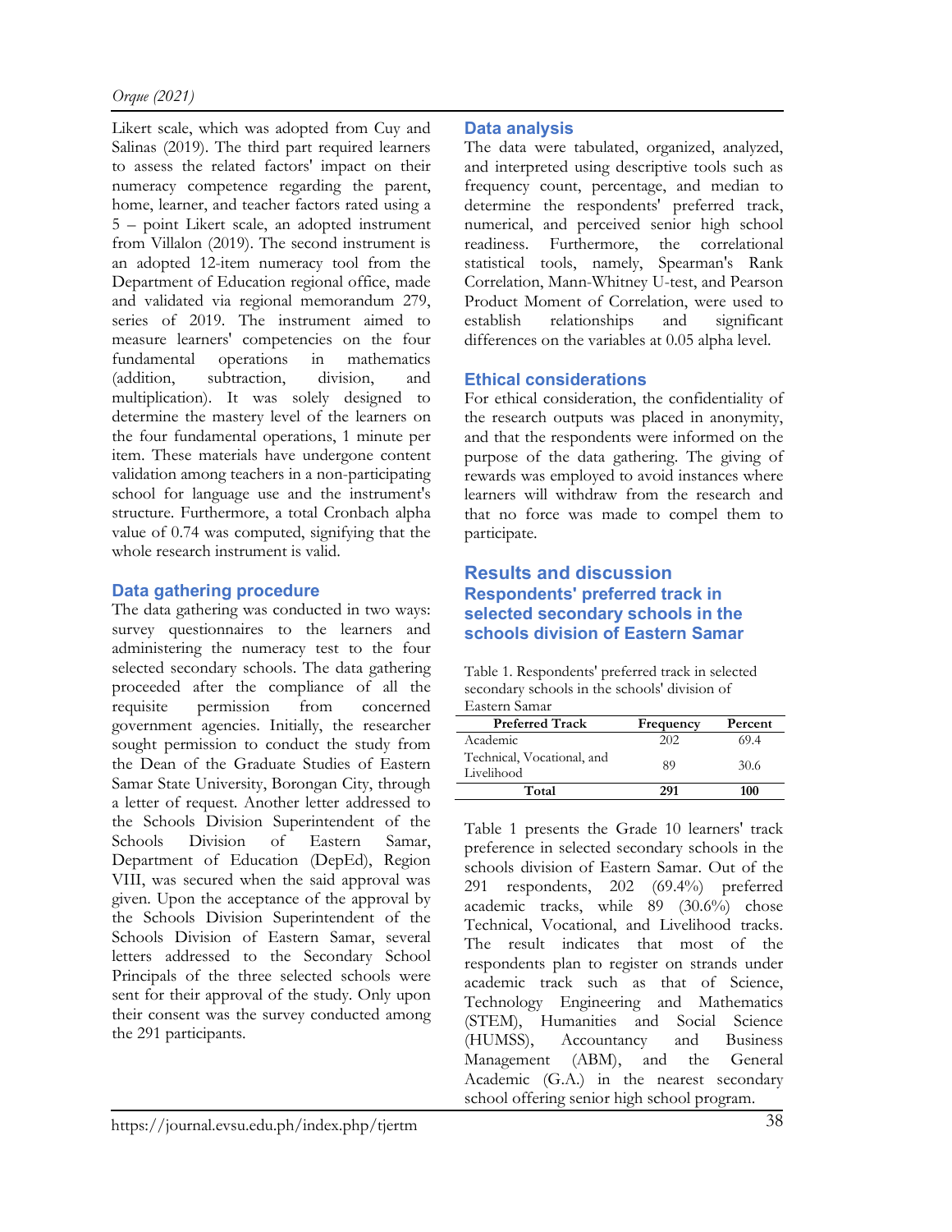Likert scale, which was adopted from Cuy and Salinas (2019). The third part required learners to assess the related factors' impact on their numeracy competence regarding the parent, home, learner, and teacher factors rated using a 5 – point Likert scale, an adopted instrument from Villalon (2019). The second instrument is an adopted 12-item numeracy tool from the Department of Education regional office, made and validated via regional memorandum 279, series of 2019. The instrument aimed to measure learners' competencies on the four fundamental operations in mathematics (addition, subtraction, division, and multiplication). It was solely designed to determine the mastery level of the learners on the four fundamental operations, 1 minute per item. These materials have undergone content validation among teachers in a non-participating school for language use and the instrument's structure. Furthermore, a total Cronbach alpha value of 0.74 was computed, signifying that the whole research instrument is valid.

### Data gathering procedure

The data gathering was conducted in two ways: survey questionnaires to the learners and administering the numeracy test to the four selected secondary schools. The data gathering proceeded after the compliance of all the requisite permission from concerned government agencies. Initially, the researcher sought permission to conduct the study from the Dean of the Graduate Studies of Eastern Samar State University, Borongan City, through a letter of request. Another letter addressed to the Schools Division Superintendent of the Schools Division of Eastern Samar, Department of Education (DepEd), Region VIII, was secured when the said approval was given. Upon the acceptance of the approval by the Schools Division Superintendent of the Schools Division of Eastern Samar, several letters addressed to the Secondary School Principals of the three selected schools were sent for their approval of the study. Only upon their consent was the survey conducted among the 291 participants.

### Data analysis

The data were tabulated, organized, analyzed, and interpreted using descriptive tools such as frequency count, percentage, and median to determine the respondents' preferred track, numerical, and perceived senior high school readiness. Furthermore, the correlational statistical tools, namely, Spearman's Rank Correlation, Mann-Whitney U-test, and Pearson Product Moment of Correlation, were used to establish relationships and significant differences on the variables at 0.05 alpha level.

### Ethical considerations

For ethical consideration, the confidentiality of the research outputs was placed in anonymity, and that the respondents were informed on the purpose of the data gathering. The giving of rewards was employed to avoid instances where learners will withdraw from the research and that no force was made to compel them to participate.

## Results and discussion

### Respondents' preferred track in selected secondary schools in the schools division of Eastern Samar

Table 1. Respondents' preferred track in selected secondary schools in the schools' division of Eastern Samar

| Preferred Track | Frequency | Percent |
|---|---|---|
| Academic | 202 | 69.4 |
| Technical, Vocational, and Livelihood | 89 | 30.6 |
| **Total** | **291** | **100** |

Table 1 presents the Grade 10 learners' track preference in selected secondary schools in the schools division of Eastern Samar. Out of the 291 respondents, 202 (69.4%) preferred academic tracks, while 89 (30.6%) chose Technical, Vocational, and Livelihood tracks. The result indicates that most of the respondents plan to register on strands under academic track such as that of Science, Technology Engineering and Mathematics (STEM), Humanities and Social Science (HUMSS), Accountancy and Business Management (ABM), and the General Academic (G.A.) in the nearest secondary school offering senior high school program.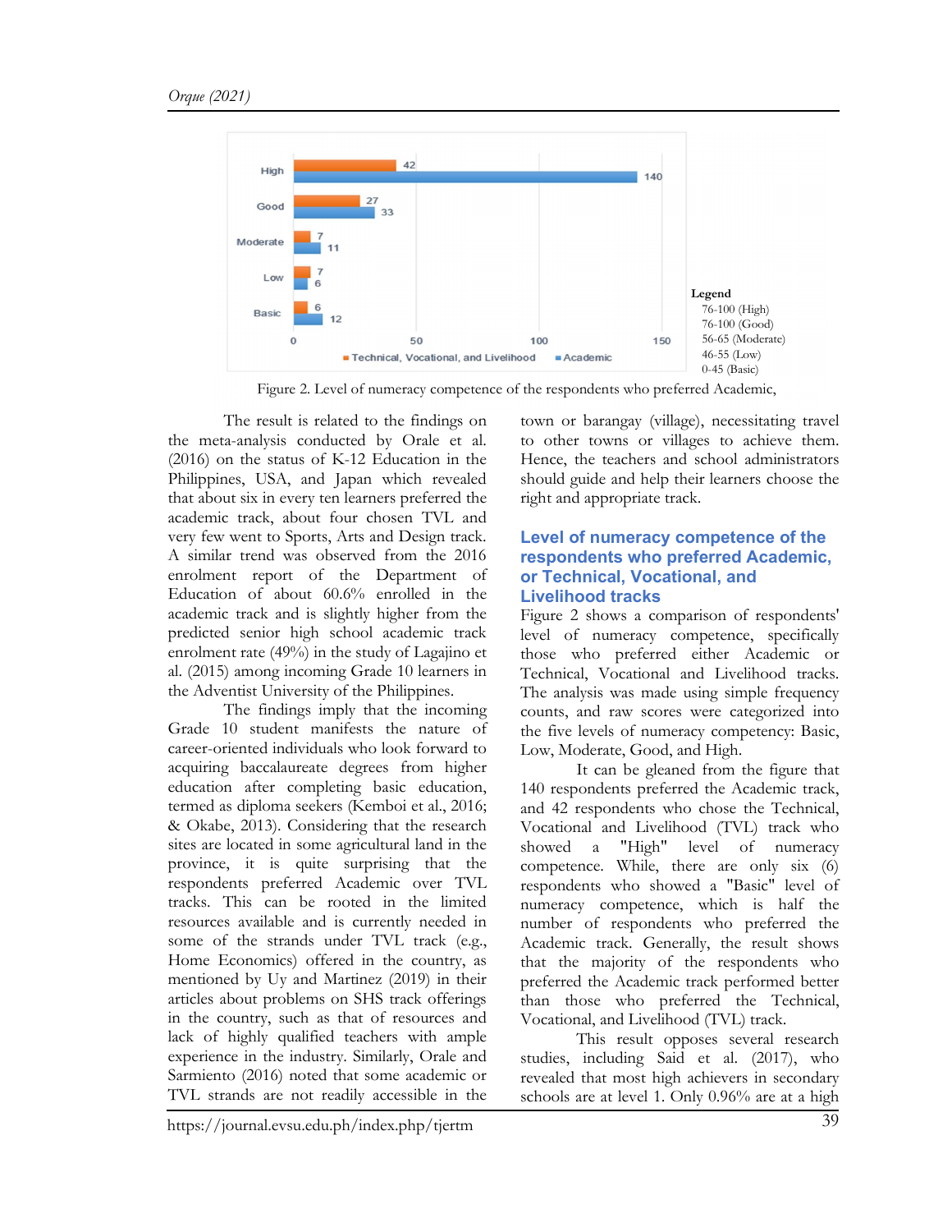High 42 140
Good 27 33
Moderate 7 11
Low 7 6
Basic 6 12

0 50 100 150

■ Technical, Vocational, and Livelihood ■ Academic

Legend
76-100 (High)
76-100 (Good)
56-65 (Moderate)
46-55 (Low)
0-45 (Basic)

Figure 2. Level of numeracy competence of the respondents who preferred Academic,

The result is related to the findings on the meta-analysis conducted by Orale et al. (2016) on the status of K-12 Education in the Philippines, USA, and Japan which revealed that about six in every ten learners preferred the academic track, about four chosen TVL and very few went to Sports, Arts and Design track. A similar trend was observed from the 2016 enrolment report of the Department of Education of about 60.6% enrolled in the academic track and is slightly higher from the predicted senior high school academic track enrolment rate (49%) in the study of Lagajino et al. (2015) among incoming Grade 10 learners in the Adventist University of the Philippines.

The findings imply that the incoming Grade 10 student manifests the nature of career-oriented individuals who look forward to acquiring baccalaureate degrees from higher education after completing basic education, termed as diploma seekers (Kemboi et al., 2016; & Okabe, 2013). Considering that the research sites are located in some agricultural land in the province, it is quite surprising that the respondents preferred Academic over TVL tracks. This can be rooted in the limited resources available and is currently needed in some of the strands under TVL track (e.g., Home Economics) offered in the country, as mentioned by Uy and Martinez (2019) in their articles about problems on SHS track offerings in the country, such as that of resources and lack of highly qualified teachers with ample experience in the industry. Similarly, Orale and Sarmiento (2016) noted that some academic or TVL strands are not readily accessible in the town or barangay (village), necessitating travel to other towns or villages to achieve them. Hence, the teachers and school administrators should guide and help their learners choose the right and appropriate track.

## Level of numeracy competence of the respondents who preferred Academic, or Technical, Vocational, and Livelihood tracks

Figure 2 shows a comparison of respondents' level of numeracy competence, specifically those who preferred either Academic or Technical, Vocational and Livelihood tracks. The analysis was made using simple frequency counts, and raw scores were categorized into the five levels of numeracy competency: Basic, Low, Moderate, Good, and High.

It can be gleaned from the figure that 140 respondents preferred the Academic track, and 42 respondents who chose the Technical, Vocational and Livelihood (TVL) track who showed a "High" level of numeracy competence. While, there are only six (6) respondents who showed a "Basic" level of numeracy competence, which is half the number of respondents who preferred the Academic track. Generally, the result shows that the majority of the respondents who preferred the Academic track performed better than those who preferred the Technical, Vocational, and Livelihood (TVL) track.

This result opposes several research studies, including Said et al. (2017), who revealed that most high achievers in secondary schools are at level 1. Only 0.96% are at a high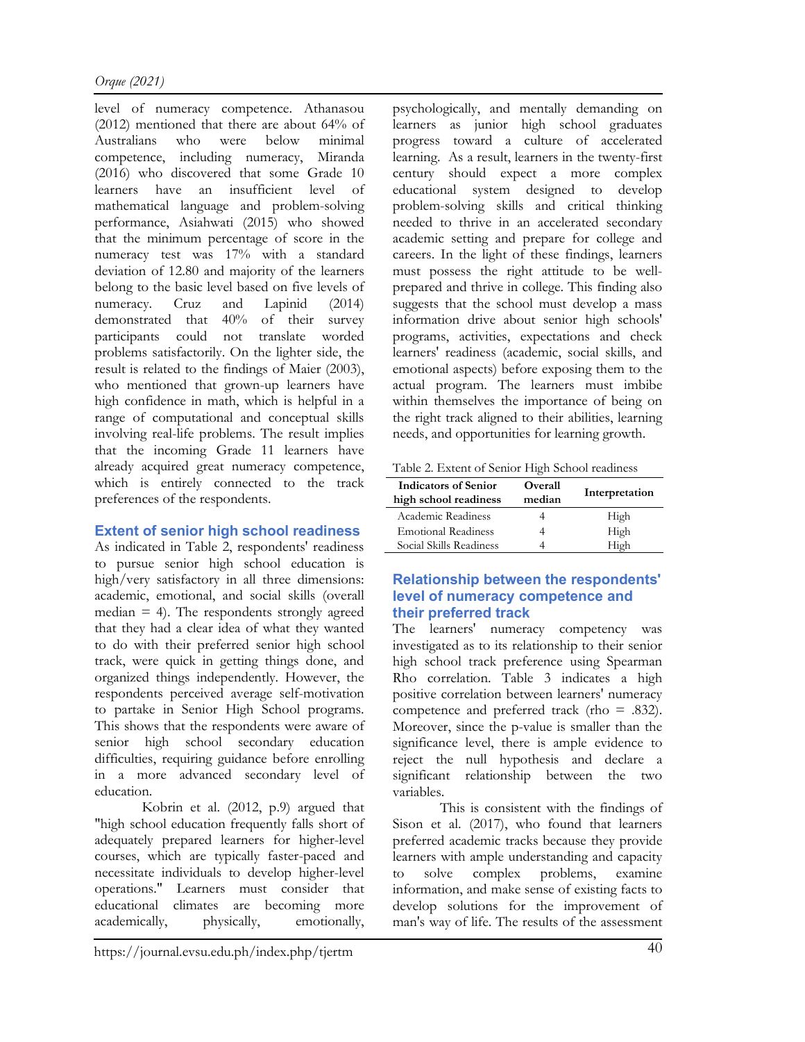level of numeracy competence. Athanasou (2012) mentioned that there are about 64% of Australians who were below minimal competence, including numeracy, Miranda (2016) who discovered that some Grade 10 learners have an insufficient level of mathematical language and problem-solving performance, Asiahwati (2015) who showed that the minimum percentage of score in the numeracy test was 17% with a standard deviation of 12.80 and majority of the learners belong to the basic level based on five levels of numeracy. Cruz and Lapinid (2014) demonstrated that 40% of their survey participants could not translate worded problems satisfactorily. On the lighter side, the result is related to the findings of Maier (2003), who mentioned that grown-up learners have high confidence in math, which is helpful in a range of computational and conceptual skills involving real-life problems. The result implies that the incoming Grade 11 learners have already acquired great numeracy competence, which is entirely connected to the track preferences of the respondents.

## Extent of senior high school readiness

As indicated in Table 2, respondents' readiness to pursue senior high school education is high/very satisfactory in all three dimensions: academic, emotional, and social skills (overall median = 4). The respondents strongly agreed that they had a clear idea of what they wanted to do with their preferred senior high school track, were quick in getting things done, and organized things independently. However, the respondents perceived average self-motivation to partake in Senior High School programs. This shows that the respondents were aware of senior high school secondary education difficulties, requiring guidance before enrolling in a more advanced secondary level of education.

Kobrin et al. (2012, p.9) argued that "high school education frequently falls short of adequately prepared learners for higher-level courses, which are typically faster-paced and necessitate individuals to develop higher-level operations." Learners must consider that educational climates are becoming more academically, physically, emotionally, psychologically, and mentally demanding on learners as junior high school graduates progress toward a culture of accelerated learning. As a result, learners in the twenty-first century should expect a more complex educational system designed to develop problem-solving skills and critical thinking needed to thrive in an accelerated secondary academic setting and prepare for college and careers. In the light of these findings, learners must possess the right attitude to be well-prepared and thrive in college. This finding also suggests that the school must develop a mass information drive about senior high schools' programs, activities, expectations and check learners' readiness (academic, social skills, and emotional aspects) before exposing them to the actual program. The learners must imbibe within themselves the importance of being on the right track aligned to their abilities, learning needs, and opportunities for learning growth.

Table 2. Extent of Senior High School readiness

| Indicators of Senior high school readiness | Overall median | Interpretation |
|---|---|---|
| Academic Readiness | 4 | High |
| Emotional Readiness | 4 | High |
| Social Skills Readiness | 4 | High |

## Relationship between the respondents' level of numeracy competence and their preferred track

The learners' numeracy competency was investigated as to its relationship to their senior high school track preference using Spearman Rho correlation. Table 3 indicates a high positive correlation between learners' numeracy competence and preferred track (rho = .832). Moreover, since the p-value is smaller than the significance level, there is ample evidence to reject the null hypothesis and declare a significant relationship between the two variables.

This is consistent with the findings of Sison et al. (2017), who found that learners preferred academic tracks because they provide learners with ample understanding and capacity to solve complex problems, examine information, and make sense of existing facts to develop solutions for the improvement of man's way of life. The results of the assessment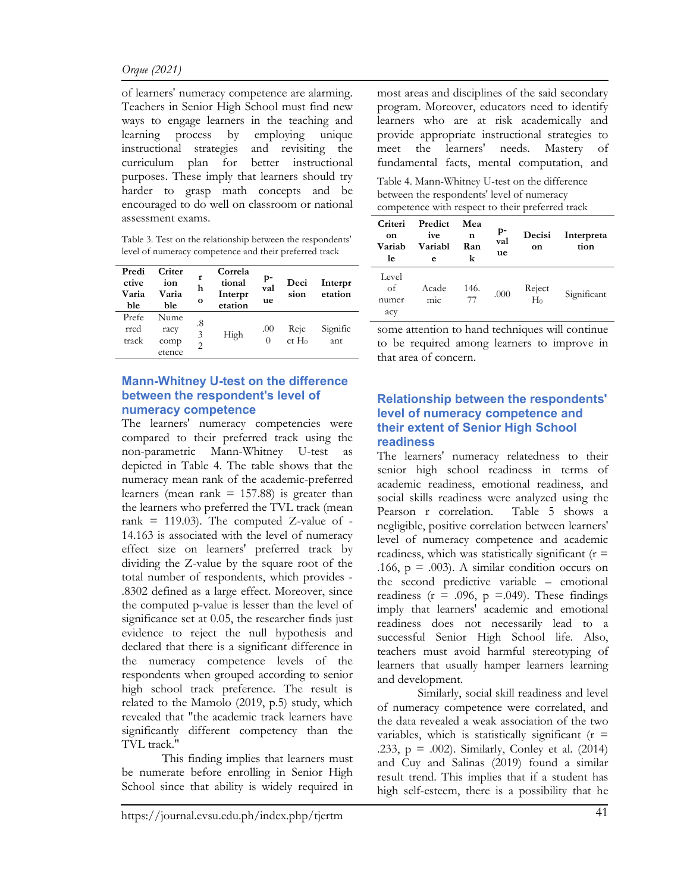of learners' numeracy competence are alarming. Teachers in Senior High School must find new ways to engage learners in the teaching and learning process by employing unique instructional strategies and revisiting the curriculum plan for better instructional purposes. These imply that learners should try harder to grasp math concepts and be encouraged to do well on classroom or national assessment exams.

Table 3. Test on the relationship between the respondents' level of numeracy competence and their preferred track

| Predictive Variable | Criterion Variable | rho | Correlational Interpretation | p-value | Decision | Interpretation |
|---|---|---|---|---|---|---|
| Preferred track | Numeracy competence | .832 | High | .000 | Reject $H_0$ | Significant |

## Mann-Whitney U-test on the difference between the respondent's level of numeracy competence

The learners' numeracy competencies were compared to their preferred track using the non-parametric Mann-Whitney U-test as depicted in Table 4. The table shows that the numeracy mean rank of the academic-preferred learners (mean rank = 157.88) is greater than the learners who preferred the TVL track (mean rank = 119.03). The computed Z-value of -14.163 is associated with the level of numeracy effect size on learners' preferred track by dividing the Z-value by the square root of the total number of respondents, which provides -.8302 defined as a large effect. Moreover, since the computed p-value is lesser than the level of significance set at 0.05, the researcher finds just evidence to reject the null hypothesis and declared that there is a significant difference in the numeracy competence levels of the respondents when grouped according to senior high school track preference. The result is related to the Mamolo (2019, p.5) study, which revealed that "the academic track learners have significantly different competency than the TVL track."

This finding implies that learners must be numerate before enrolling in Senior High School since that ability is widely required in most areas and disciplines of the said secondary program. Moreover, educators need to identify learners who are at risk academically and provide appropriate instructional strategies to meet the learners' needs. Mastery of fundamental facts, mental computation, and some attention to hand techniques will continue to be required among learners to improve in that area of concern.

Table 4. Mann-Whitney U-test on the difference between the respondents' level of numeracy competence with respect to their preferred track

| Criterion Variable | Predictive Variable | Mean Rank | p-value | Decision | Interpretation |
|---|---|---|---|---|---|
| Level of numeracy | Academic | 146.77 | .000 | Reject $H_0$ | Significant |

## Relationship between the respondents' level of numeracy competence and their extent of Senior High School readiness

The learners' numeracy relatedness to their senior high school readiness in terms of academic readiness, emotional readiness, and social skills readiness were analyzed using the Pearson r correlation. Table 5 shows a negligible, positive correlation between learners' level of numeracy competence and academic readiness, which was statistically significant ($r = .166$, $p = .003$). A similar condition occurs on the second predictive variable – emotional readiness ($r = .096$, $p = .049$). These findings imply that learners' academic and emotional readiness does not necessarily lead to a successful Senior High School life. Also, teachers must avoid harmful stereotyping of learners that usually hamper learners learning and development.

Similarly, social skill readiness and level of numeracy competence were correlated, and the data revealed a weak association of the two variables, which is statistically significant ($r = .233$, $p = .002$). Similarly, Conley et al. (2014) and Cuy and Salinas (2019) found a similar result trend. This implies that if a student has high self-esteem, there is a possibility that he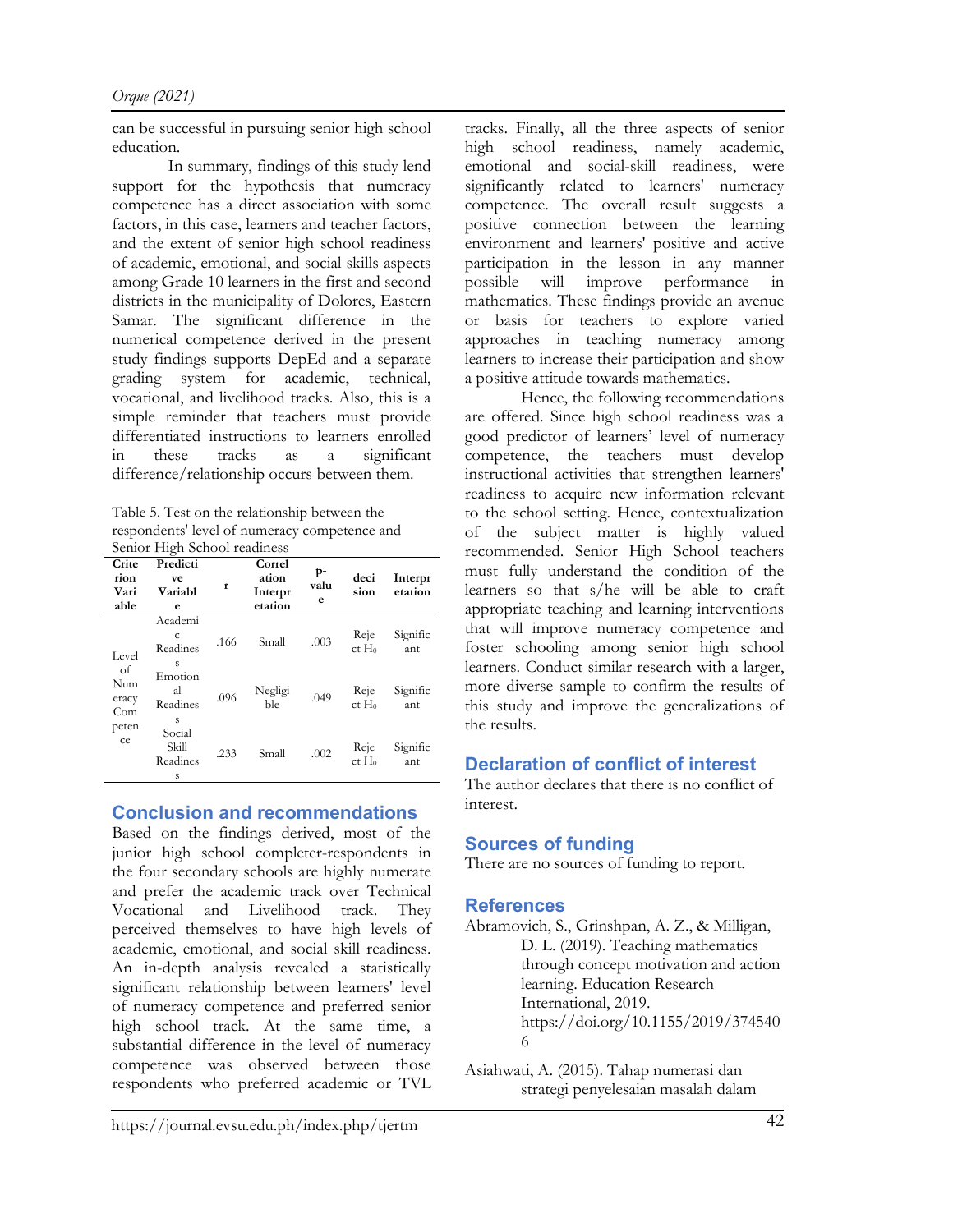can be successful in pursuing senior high school education.

In summary, findings of this study lend support for the hypothesis that numeracy competence has a direct association with some factors, in this case, learners and teacher factors, and the extent of senior high school readiness of academic, emotional, and social skills aspects among Grade 10 learners in the first and second districts in the municipality of Dolores, Eastern Samar. The significant difference in the numerical competence derived in the present study findings supports DepEd and a separate grading system for academic, technical, vocational, and livelihood tracks. Also, this is a simple reminder that teachers must provide differentiated instructions to learners enrolled in these tracks as a significant difference/relationship occurs between them.

Table 5. Test on the relationship between the respondents' level of numeracy competence and Senior High School readiness

| Criterion Variable | Predictive Variable | r | Correlation Interpretation | p-value | decision | Interpretation |
|---|---|---|---|---|---|---|
| Level of Numeracy Competence | Academic Readiness | .166 | Small | .003 | Reject $H_0$ | Significant |
| | Emotional Readiness | .096 | Negligible | .049 | Reject $H_0$ | Significant |
| | Social Skill Readiness | .233 | Small | .002 | Reject $H_0$ | Significant |

## Conclusion and recommendations

Based on the findings derived, most of the junior high school completer-respondents in the four secondary schools are highly numerate and prefer the academic track over Technical Vocational and Livelihood track. They perceived themselves to have high levels of academic, emotional, and social skill readiness. An in-depth analysis revealed a statistically significant relationship between learners' level of numeracy competence and preferred senior high school track. At the same time, a substantial difference in the level of numeracy competence was observed between those respondents who preferred academic or TVL tracks. Finally, all the three aspects of senior high school readiness, namely academic, emotional and social-skill readiness, were significantly related to learners' numeracy competence. The overall result suggests a positive connection between the learning environment and learners' positive and active participation in the lesson in any manner possible will improve performance in mathematics. These findings provide an avenue or basis for teachers to explore varied approaches in teaching numeracy among learners to increase their participation and show a positive attitude towards mathematics.

Hence, the following recommendations are offered. Since high school readiness was a good predictor of learners' level of numeracy competence, the teachers must develop instructional activities that strengthen learners' readiness to acquire new information relevant to the school setting. Hence, contextualization of the subject matter is highly valued recommended. Senior High School teachers must fully understand the condition of the learners so that s/he will be able to craft appropriate teaching and learning interventions that will improve numeracy competence and foster schooling among senior high school learners. Conduct similar research with a larger, more diverse sample to confirm the results of this study and improve the generalizations of the results.

## Declaration of conflict of interest

The author declares that there is no conflict of interest.

## Sources of funding

There are no sources of funding to report.

## References

Abramovich, S., Grinshpan, A. Z., & Milligan, D. L. (2019). Teaching mathematics through concept motivation and action learning. Education Research International, 2019. https://doi.org/10.1155/2019/3745406

Asiahwati, A. (2015). Tahap numerasi dan strategi penyelesaian masalah dalam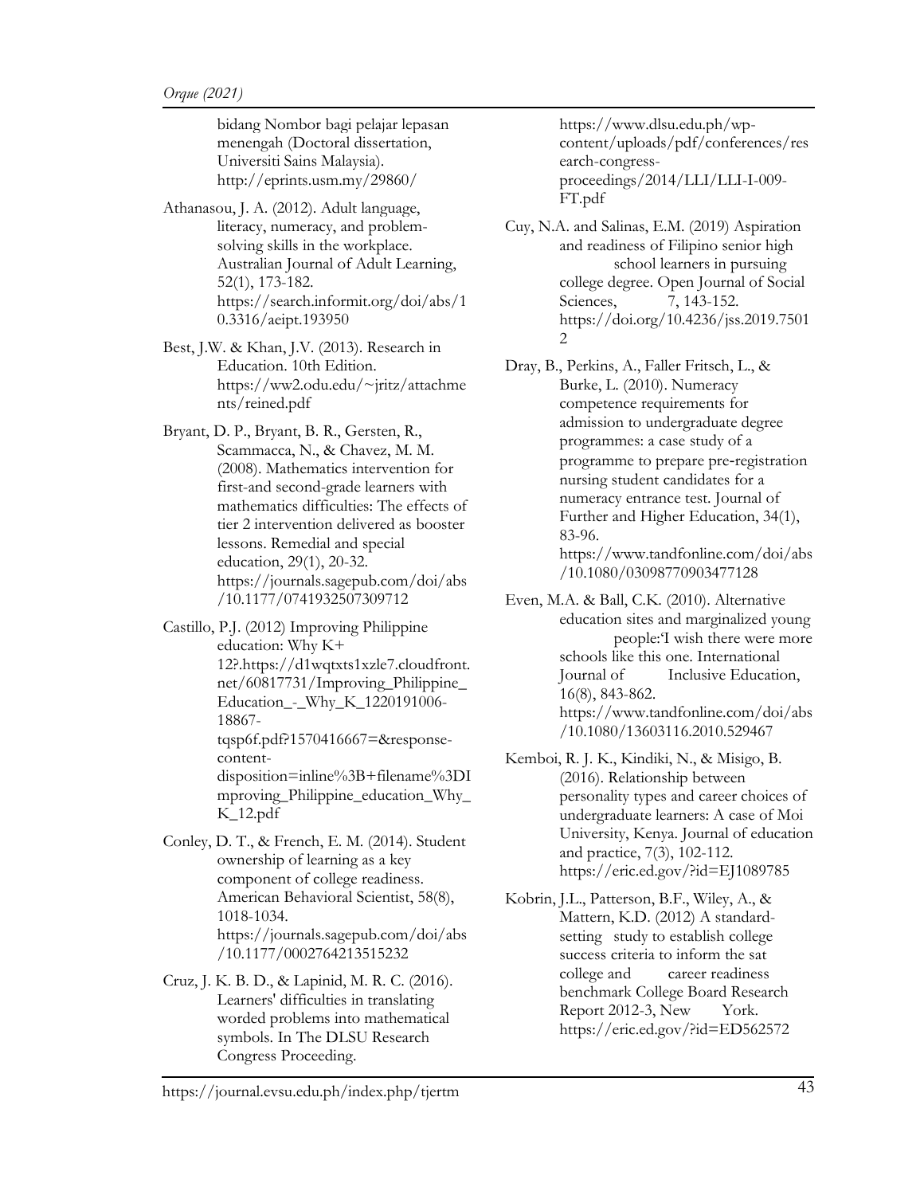bidang Nombor bagi pelajar lepasan menengah (Doctoral dissertation, Universiti Sains Malaysia). http://eprints.usm.my/29860/

Athanasou, J. A. (2012). Adult language, literacy, numeracy, and problem-solving skills in the workplace. Australian Journal of Adult Learning, 52(1), 173-182. https://search.informit.org/doi/abs/10.3316/aeipt.193950

Best, J.W. & Khan, J.V. (2013). Research in Education. 10th Edition. https://ww2.odu.edu/~jritz/attachments/reined.pdf

Bryant, D. P., Bryant, B. R., Gersten, R., Scammacca, N., & Chavez, M. M. (2008). Mathematics intervention for first-and second-grade learners with mathematics difficulties: The effects of tier 2 intervention delivered as booster lessons. Remedial and special education, 29(1), 20-32. https://journals.sagepub.com/doi/abs/10.1177/0741932507309712

Castillo, P.J. (2012) Improving Philippine education: Why K+12?.https://d1wqtxts1xzle7.cloudfront.net/60817731/Improving_Philippine_Education_-_Why_K_1220191006-18867-tqsp6f.pdf?1570416667=&response-content-disposition=inline%3B+filename%3DImproving_Philippine_education_Why_K_12.pdf

Conley, D. T., & French, E. M. (2014). Student ownership of learning as a key component of college readiness. American Behavioral Scientist, 58(8), 1018-1034. https://journals.sagepub.com/doi/abs/10.1177/0002764213515232

Cruz, J. K. B. D., & Lapinid, M. R. C. (2016). Learners' difficulties in translating worded problems into mathematical symbols. In The DLSU Research Congress Proceeding. https://www.dlsu.edu.ph/wp-content/uploads/pdf/conferences/research-congress-proceedings/2014/LLI/LLI-I-009-FT.pdf

Cuy, N.A. and Salinas, E.M. (2019) Aspiration and readiness of Filipino senior high school learners in pursuing college degree. Open Journal of Social Sciences, 7, 143-152. https://doi.org/10.4236/jss.2019.75012

Dray, B., Perkins, A., Faller Fritsch, L., & Burke, L. (2010). Numeracy competence requirements for admission to undergraduate degree programmes: a case study of a programme to prepare pre-registration nursing student candidates for a numeracy entrance test. Journal of Further and Higher Education, 34(1), 83-96. https://www.tandfonline.com/doi/abs/10.1080/03098770903477128

Even, M.A. & Ball, C.K. (2010). Alternative education sites and marginalized young people:'I wish there were more schools like this one. International Journal of Inclusive Education, 16(8), 843-862. https://www.tandfonline.com/doi/abs/10.1080/13603116.2010.529467

Kemboi, R. J. K., Kindiki, N., & Misigo, B. (2016). Relationship between personality types and career choices of undergraduate learners: A case of Moi University, Kenya. Journal of education and practice, 7(3), 102-112. https://eric.ed.gov/?id=EJ1089785

Kobrin, J.L., Patterson, B.F., Wiley, A., & Mattern, K.D. (2012) A standard-setting study to establish college success criteria to inform the sat college and career readiness benchmark College Board Research Report 2012-3, New York. https://eric.ed.gov/?id=ED562572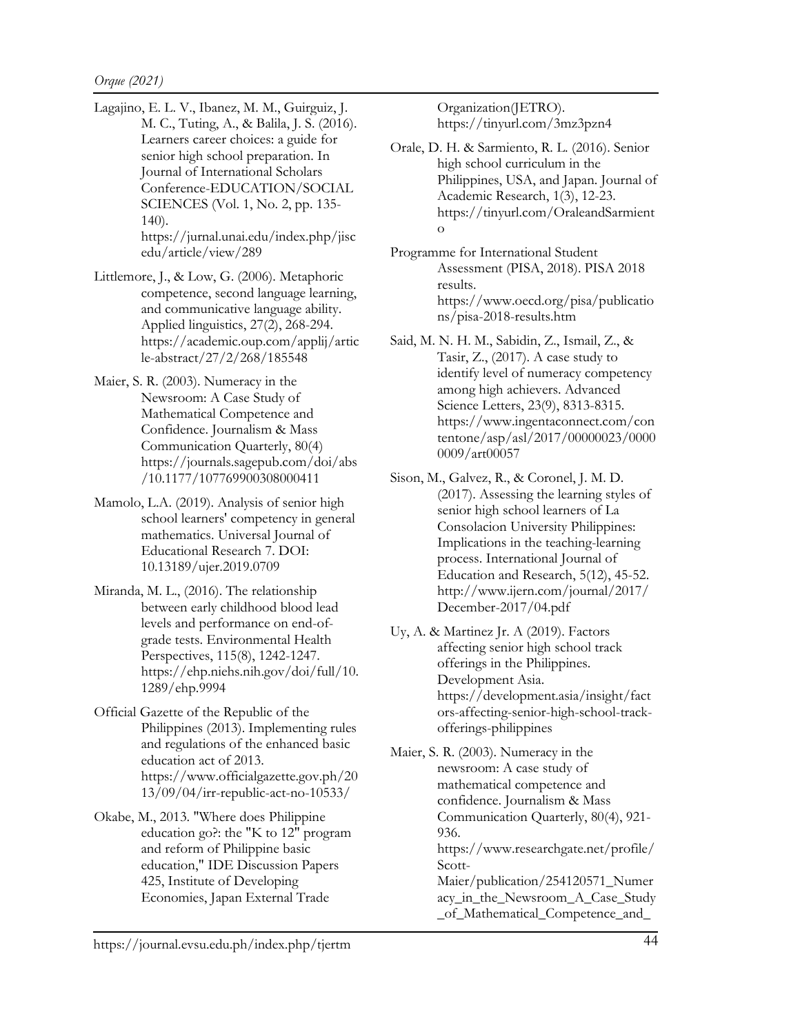Lagajino, E. L. V., Ibanez, M. M., Guirguiz, J. M. C., Tuting, A., & Balila, J. S. (2016). Learners career choices: a guide for senior high school preparation. In Journal of International Scholars Conference-EDUCATION/SOCIAL SCIENCES (Vol. 1, No. 2, pp. 135-140). https://jurnal.unai.edu/index.php/jiscedu/article/view/289

Littlemore, J., & Low, G. (2006). Metaphoric competence, second language learning, and communicative language ability. Applied linguistics, 27(2), 268-294. https://academic.oup.com/applij/article-abstract/27/2/268/185548

Maier, S. R. (2003). Numeracy in the Newsroom: A Case Study of Mathematical Competence and Confidence. Journalism & Mass Communication Quarterly, 80(4) https://journals.sagepub.com/doi/abs/10.1177/107769900308000411

Mamolo, L.A. (2019). Analysis of senior high school learners' competency in general mathematics. Universal Journal of Educational Research 7. DOI: 10.13189/ujer.2019.0709

Miranda, M. L., (2016). The relationship between early childhood blood lead levels and performance on end-of-grade tests. Environmental Health Perspectives, 115(8), 1242-1247. https://ehp.niehs.nih.gov/doi/full/10.1289/ehp.9994

Official Gazette of the Republic of the Philippines (2013). Implementing rules and regulations of the enhanced basic education act of 2013. https://www.officialgazette.gov.ph/2013/09/04/irr-republic-act-no-10533/

Okabe, M., 2013. "Where does Philippine education go?: the "K to 12" program and reform of Philippine basic education," IDE Discussion Papers 425, Institute of Developing Economies, Japan External Trade Organization(JETRO). https://tinyurl.com/3mz3pzn4

Orale, D. H. & Sarmiento, R. L. (2016). Senior high school curriculum in the Philippines, USA, and Japan. Journal of Academic Research, 1(3), 12-23. https://tinyurl.com/OraleandSarmiento

Programme for International Student Assessment (PISA, 2018). PISA 2018 results. https://www.oecd.org/pisa/publications/pisa-2018-results.htm

Said, M. N. H. M., Sabidin, Z., Ismail, Z., & Tasir, Z., (2017). A case study to identify level of numeracy competency among high achievers. Advanced Science Letters, 23(9), 8313-8315. https://www.ingentaconnect.com/contentone/asp/asl/2017/00000023/00000009/art00057

Sison, M., Galvez, R., & Coronel, J. M. D. (2017). Assessing the learning styles of senior high school learners of La Consolacion University Philippines: Implications in the teaching-learning process. International Journal of Education and Research, 5(12), 45-52. http://www.ijern.com/journal/2017/December-2017/04.pdf

Uy, A. & Martinez Jr. A (2019). Factors affecting senior high school track offerings in the Philippines. Development Asia. https://development.asia/insight/factors-affecting-senior-high-school-track-offerings-philippines

Maier, S. R. (2003). Numeracy in the newsroom: A case study of mathematical competence and confidence. Journalism & Mass Communication Quarterly, 80(4), 921-936. https://www.researchgate.net/profile/Scott-Maier/publication/254120571_Numeracy_in_the_Newsroom_A_Case_Study_of_Mathematical_Competence_and_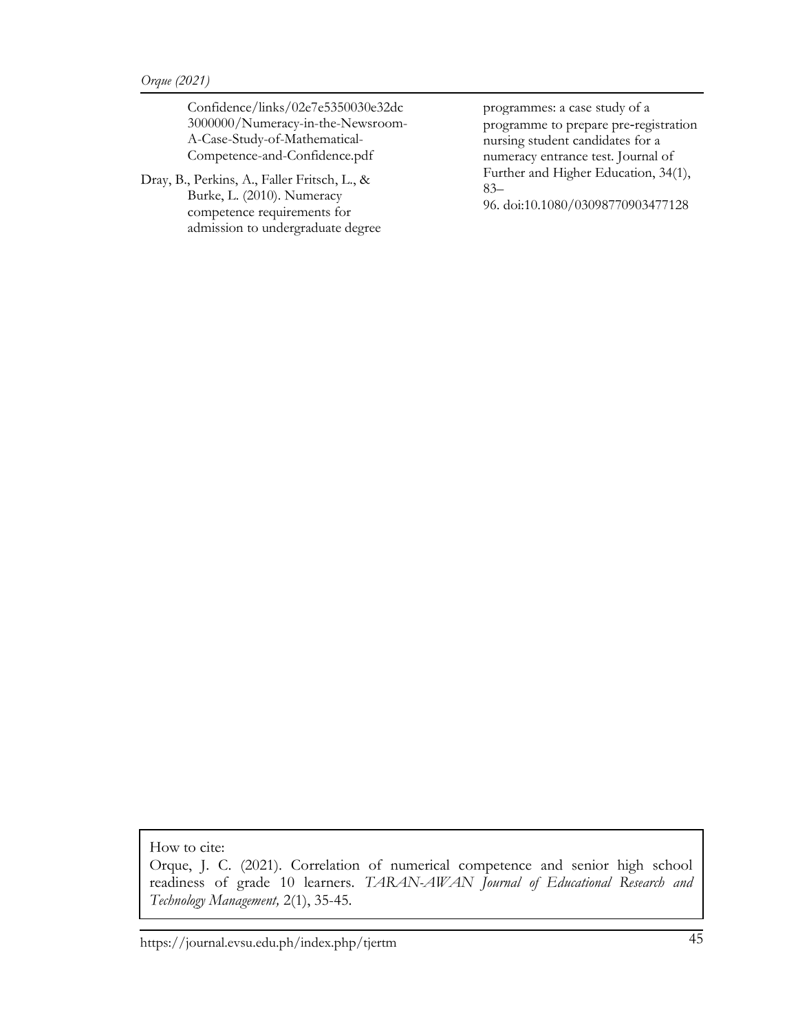Confidence/links/02e7e5350030e32dc3000000/Numeracy-in-the-Newsroom-A-Case-Study-of-Mathematical-Competence-and-Confidence.pdf

Dray, B., Perkins, A., Faller Fritsch, L., & Burke, L. (2010). Numeracy competence requirements for admission to undergraduate degree programmes: a case study of a programme to prepare pre-registration nursing student candidates for a numeracy entrance test. Journal of Further and Higher Education, 34(1), 83–96. doi:10.1080/03098770903477128

How to cite:
Orque, J. C. (2021). Correlation of numerical competence and senior high school readiness of grade 10 learners. *TARAN-AWAN Journal of Educational Research and Technology Management,* 2(1), 35-45.